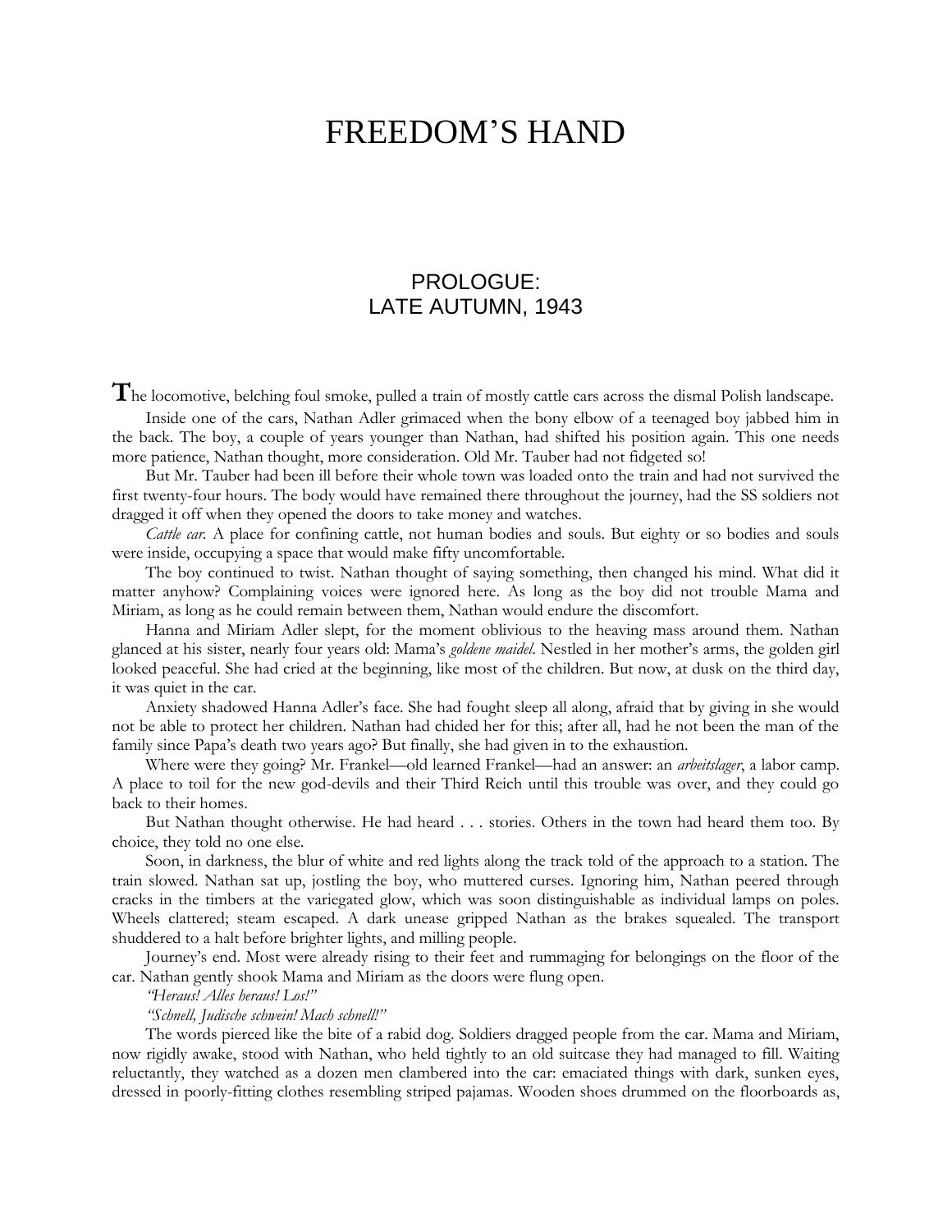# FREEDOM'S HAND

## PROLOGUE:
## LATE AUTUMN, 1943

The locomotive, belching foul smoke, pulled a train of mostly cattle cars across the dismal Polish landscape.

Inside one of the cars, Nathan Adler grimaced when the bony elbow of a teenaged boy jabbed him in the back. The boy, a couple of years younger than Nathan, had shifted his position again. This one needs more patience, Nathan thought, more consideration. Old Mr. Tauber had not fidgeted so!

But Mr. Tauber had been ill before their whole town was loaded onto the train and had not survived the first twenty-four hours. The body would have remained there throughout the journey, had the SS soldiers not dragged it off when they opened the doors to take money and watches.

*Cattle car.* A place for confining cattle, not human bodies and souls. But eighty or so bodies and souls were inside, occupying a space that would make fifty uncomfortable.

The boy continued to twist. Nathan thought of saying something, then changed his mind. What did it matter anyhow? Complaining voices were ignored here. As long as the boy did not trouble Mama and Miriam, as long as he could remain between them, Nathan would endure the discomfort.

Hanna and Miriam Adler slept, for the moment oblivious to the heaving mass around them. Nathan glanced at his sister, nearly four years old: Mama's *goldene maidel*. Nestled in her mother's arms, the golden girl looked peaceful. She had cried at the beginning, like most of the children. But now, at dusk on the third day, it was quiet in the car.

Anxiety shadowed Hanna Adler's face. She had fought sleep all along, afraid that by giving in she would not be able to protect her children. Nathan had chided her for this; after all, had he not been the man of the family since Papa's death two years ago? But finally, she had given in to the exhaustion.

Where were they going? Mr. Frankel—old learned Frankel—had an answer: an *arbeitslager*, a labor camp. A place to toil for the new god-devils and their Third Reich until this trouble was over, and they could go back to their homes.

But Nathan thought otherwise. He had heard . . . stories. Others in the town had heard them too. By choice, they told no one else.

Soon, in darkness, the blur of white and red lights along the track told of the approach to a station. The train slowed. Nathan sat up, jostling the boy, who muttered curses. Ignoring him, Nathan peered through cracks in the timbers at the variegated glow, which was soon distinguishable as individual lamps on poles. Wheels clattered; steam escaped. A dark unease gripped Nathan as the brakes squealed. The transport shuddered to a halt before brighter lights, and milling people.

Journey's end. Most were already rising to their feet and rummaging for belongings on the floor of the car. Nathan gently shook Mama and Miriam as the doors were flung open.

*"Heraus! Alles heraus! Los!"*

*"Schnell, Judische schwein! Mach schnell!"*

The words pierced like the bite of a rabid dog. Soldiers dragged people from the car. Mama and Miriam, now rigidly awake, stood with Nathan, who held tightly to an old suitcase they had managed to fill. Waiting reluctantly, they watched as a dozen men clambered into the car: emaciated things with dark, sunken eyes, dressed in poorly-fitting clothes resembling striped pajamas. Wooden shoes drummed on the floorboards as,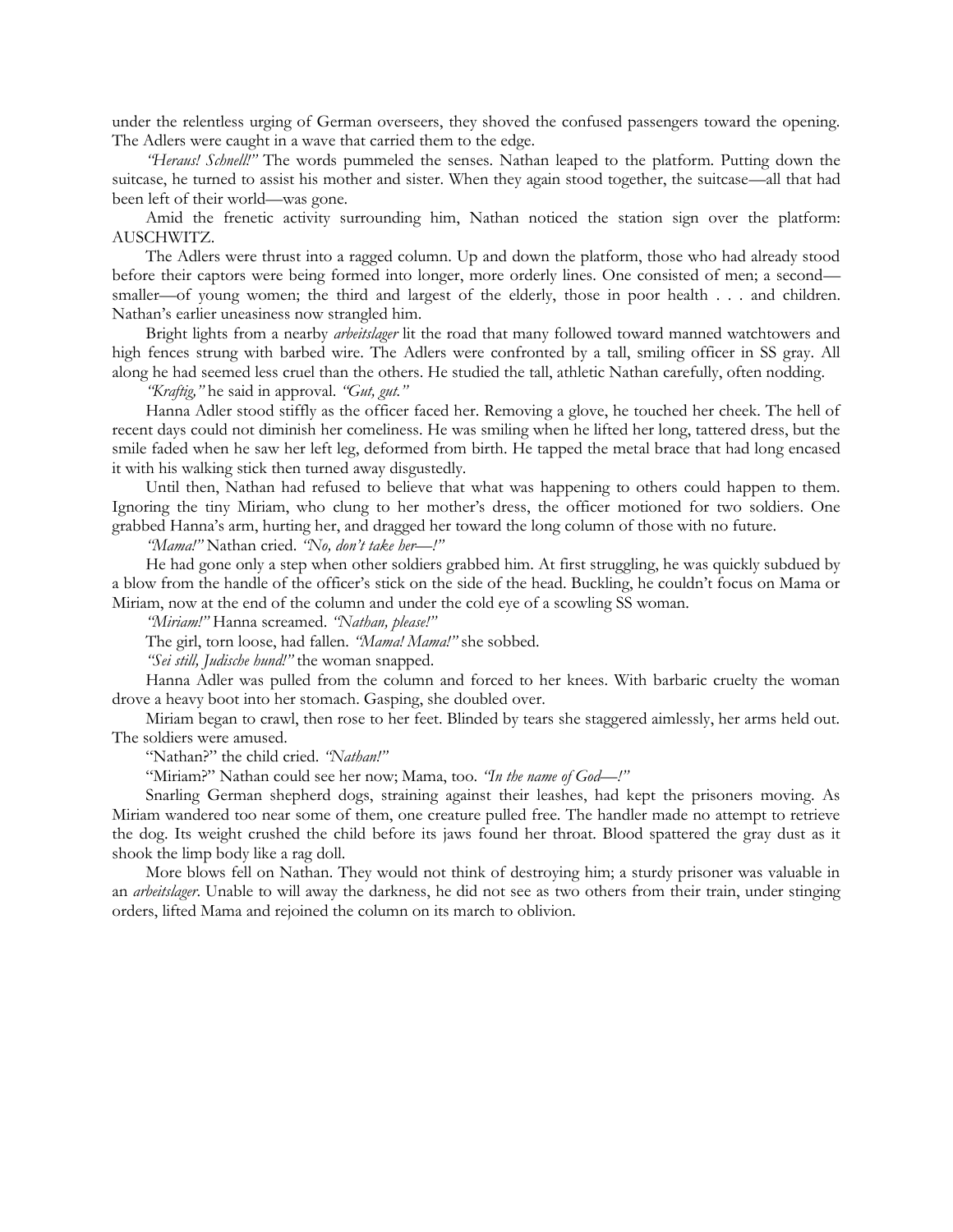under the relentless urging of German overseers, they shoved the confused passengers toward the opening. The Adlers were caught in a wave that carried them to the edge.

*"Heraus! Schnell!"* The words pummeled the senses. Nathan leaped to the platform. Putting down the suitcase, he turned to assist his mother and sister. When they again stood together, the suitcase—all that had been left of their world—was gone.

Amid the frenetic activity surrounding him, Nathan noticed the station sign over the platform: AUSCHWITZ.

The Adlers were thrust into a ragged column. Up and down the platform, those who had already stood before their captors were being formed into longer, more orderly lines. One consisted of men; a second—smaller—of young women; the third and largest of the elderly, those in poor health . . . and children. Nathan's earlier uneasiness now strangled him.

Bright lights from a nearby *arbeitslager* lit the road that many followed toward manned watchtowers and high fences strung with barbed wire. The Adlers were confronted by a tall, smiling officer in SS gray. All along he had seemed less cruel than the others. He studied the tall, athletic Nathan carefully, often nodding.

*"Kraftig,"* he said in approval. *"Gut, gut."*

Hanna Adler stood stiffly as the officer faced her. Removing a glove, he touched her cheek. The hell of recent days could not diminish her comeliness. He was smiling when he lifted her long, tattered dress, but the smile faded when he saw her left leg, deformed from birth. He tapped the metal brace that had long encased it with his walking stick then turned away disgustedly.

Until then, Nathan had refused to believe that what was happening to others could happen to them. Ignoring the tiny Miriam, who clung to her mother's dress, the officer motioned for two soldiers. One grabbed Hanna's arm, hurting her, and dragged her toward the long column of those with no future.

*"Mama!"* Nathan cried. *"No, don't take her—!"*

He had gone only a step when other soldiers grabbed him. At first struggling, he was quickly subdued by a blow from the handle of the officer's stick on the side of the head. Buckling, he couldn't focus on Mama or Miriam, now at the end of the column and under the cold eye of a scowling SS woman.

*"Miriam!"* Hanna screamed. *"Nathan, please!"*

The girl, torn loose, had fallen. *"Mama! Mama!"* she sobbed.

*"Sei still, Judische hund!"* the woman snapped.

Hanna Adler was pulled from the column and forced to her knees. With barbaric cruelty the woman drove a heavy boot into her stomach. Gasping, she doubled over.

Miriam began to crawl, then rose to her feet. Blinded by tears she staggered aimlessly, her arms held out. The soldiers were amused.

"Nathan?" the child cried. *"Nathan!"*

"Miriam?" Nathan could see her now; Mama, too. *"In the name of God—!"*

Snarling German shepherd dogs, straining against their leashes, had kept the prisoners moving. As Miriam wandered too near some of them, one creature pulled free. The handler made no attempt to retrieve the dog. Its weight crushed the child before its jaws found her throat. Blood spattered the gray dust as it shook the limp body like a rag doll.

More blows fell on Nathan. They would not think of destroying him; a sturdy prisoner was valuable in an *arbeitslager*. Unable to will away the darkness, he did not see as two others from their train, under stinging orders, lifted Mama and rejoined the column on its march to oblivion.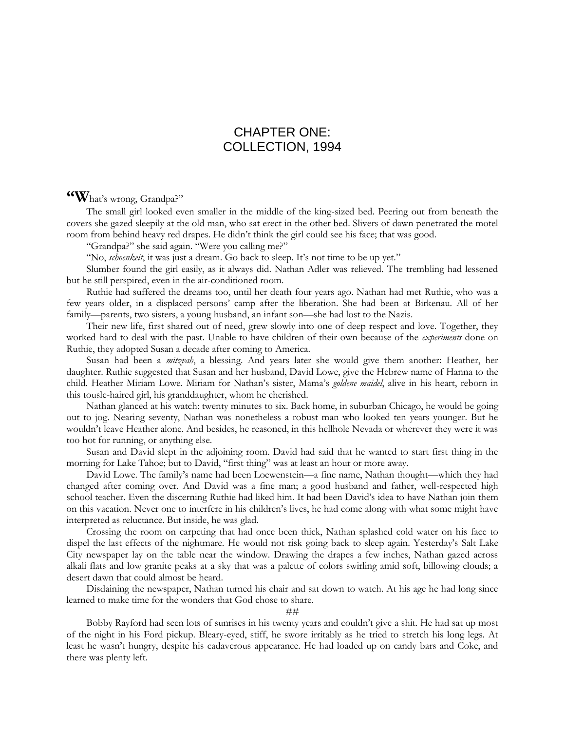# CHAPTER ONE:
# COLLECTION, 1994

**"W**hat's wrong, Grandpa?"

The small girl looked even smaller in the middle of the king-sized bed. Peering out from beneath the covers she gazed sleepily at the old man, who sat erect in the other bed. Slivers of dawn penetrated the motel room from behind heavy red drapes. He didn't think the girl could see his face; that was good.

"Grandpa?" she said again. "Were you calling me?"

"No, *schoenkeit*, it was just a dream. Go back to sleep. It's not time to be up yet."

Slumber found the girl easily, as it always did. Nathan Adler was relieved. The trembling had lessened but he still perspired, even in the air-conditioned room.

Ruthie had suffered the dreams too, until her death four years ago. Nathan had met Ruthie, who was a few years older, in a displaced persons' camp after the liberation. She had been at Birkenau. All of her family—parents, two sisters, a young husband, an infant son—she had lost to the Nazis.

Their new life, first shared out of need, grew slowly into one of deep respect and love. Together, they worked hard to deal with the past. Unable to have children of their own because of the *experiments* done on Ruthie, they adopted Susan a decade after coming to America.

Susan had been a *mitzvah*, a blessing. And years later she would give them another: Heather, her daughter. Ruthie suggested that Susan and her husband, David Lowe, give the Hebrew name of Hanna to the child. Heather Miriam Lowe. Miriam for Nathan's sister, Mama's *goldene maidel*, alive in his heart, reborn in this tousle-haired girl, his granddaughter, whom he cherished.

Nathan glanced at his watch: twenty minutes to six. Back home, in suburban Chicago, he would be going out to jog. Nearing seventy, Nathan was nonetheless a robust man who looked ten years younger. But he wouldn't leave Heather alone. And besides, he reasoned, in this hellhole Nevada or wherever they were it was too hot for running, or anything else.

Susan and David slept in the adjoining room. David had said that he wanted to start first thing in the morning for Lake Tahoe; but to David, "first thing" was at least an hour or more away.

David Lowe. The family's name had been Loewenstein—a fine name, Nathan thought—which they had changed after coming over. And David was a fine man; a good husband and father, well-respected high school teacher. Even the discerning Ruthie had liked him. It had been David's idea to have Nathan join them on this vacation. Never one to interfere in his children's lives, he had come along with what some might have interpreted as reluctance. But inside, he was glad.

Crossing the room on carpeting that had once been thick, Nathan splashed cold water on his face to dispel the last effects of the nightmare. He would not risk going back to sleep again. Yesterday's Salt Lake City newspaper lay on the table near the window. Drawing the drapes a few inches, Nathan gazed across alkali flats and low granite peaks at a sky that was a palette of colors swirling amid soft, billowing clouds; a desert dawn that could almost be heard.

Disdaining the newspaper, Nathan turned his chair and sat down to watch. At his age he had long since learned to make time for the wonders that God chose to share.

##

Bobby Rayford had seen lots of sunrises in his twenty years and couldn't give a shit. He had sat up most of the night in his Ford pickup. Bleary-eyed, stiff, he swore irritably as he tried to stretch his long legs. At least he wasn't hungry, despite his cadaverous appearance. He had loaded up on candy bars and Coke, and there was plenty left.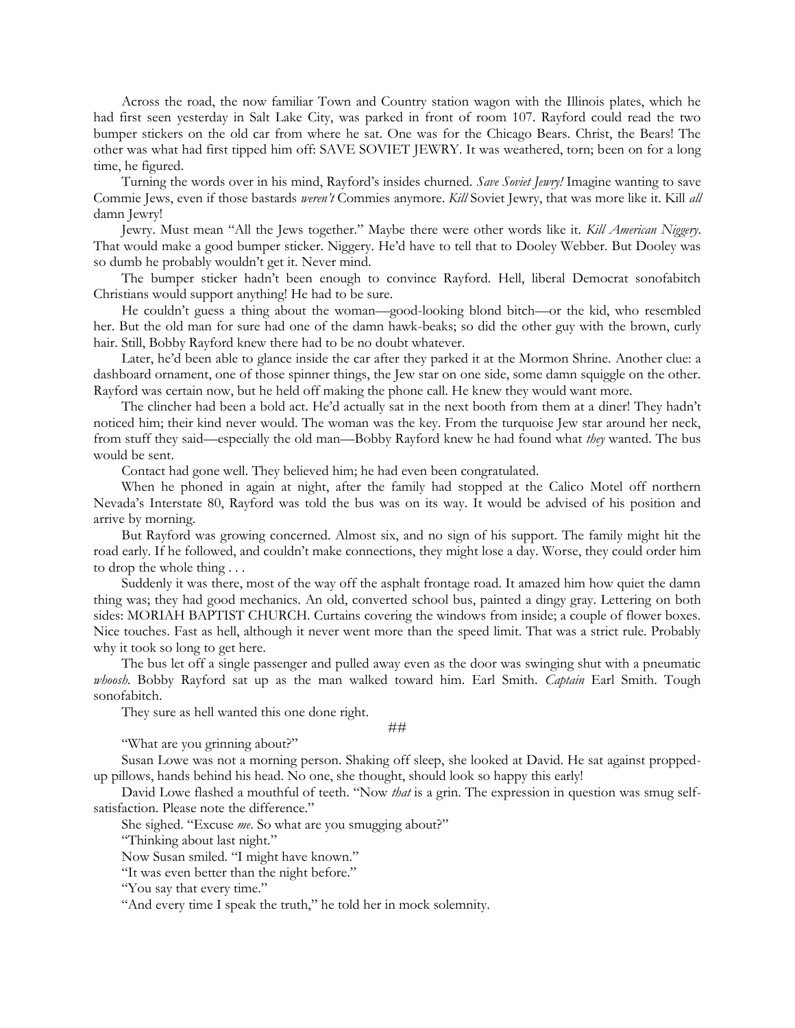Across the road, the now familiar Town and Country station wagon with the Illinois plates, which he had first seen yesterday in Salt Lake City, was parked in front of room 107. Rayford could read the two bumper stickers on the old car from where he sat. One was for the Chicago Bears. Christ, the Bears! The other was what had first tipped him off: SAVE SOVIET JEWRY. It was weathered, torn; been on for a long time, he figured.

Turning the words over in his mind, Rayford's insides churned. *Save Soviet Jewry!* Imagine wanting to save Commie Jews, even if those bastards *weren't* Commies anymore. *Kill* Soviet Jewry, that was more like it. Kill *all* damn Jewry!

Jewry. Must mean "All the Jews together." Maybe there were other words like it. *Kill American Niggery.* That would make a good bumper sticker. Niggery. He'd have to tell that to Dooley Webber. But Dooley was so dumb he probably wouldn't get it. Never mind.

The bumper sticker hadn't been enough to convince Rayford. Hell, liberal Democrat sonofabitch Christians would support anything! He had to be sure.

He couldn't guess a thing about the woman—good-looking blond bitch—or the kid, who resembled her. But the old man for sure had one of the damn hawk-beaks; so did the other guy with the brown, curly hair. Still, Bobby Rayford knew there had to be no doubt whatever.

Later, he'd been able to glance inside the car after they parked it at the Mormon Shrine. Another clue: a dashboard ornament, one of those spinner things, the Jew star on one side, some damn squiggle on the other. Rayford was certain now, but he held off making the phone call. He knew they would want more.

The clincher had been a bold act. He'd actually sat in the next booth from them at a diner! They hadn't noticed him; their kind never would. The woman was the key. From the turquoise Jew star around her neck, from stuff they said—especially the old man—Bobby Rayford knew he had found what *they* wanted. The bus would be sent.

Contact had gone well. They believed him; he had even been congratulated.

When he phoned in again at night, after the family had stopped at the Calico Motel off northern Nevada's Interstate 80, Rayford was told the bus was on its way. It would be advised of his position and arrive by morning.

But Rayford was growing concerned. Almost six, and no sign of his support. The family might hit the road early. If he followed, and couldn't make connections, they might lose a day. Worse, they could order him to drop the whole thing . . .

Suddenly it was there, most of the way off the asphalt frontage road. It amazed him how quiet the damn thing was; they had good mechanics. An old, converted school bus, painted a dingy gray. Lettering on both sides: MORIAH BAPTIST CHURCH. Curtains covering the windows from inside; a couple of flower boxes. Nice touches. Fast as hell, although it never went more than the speed limit. That was a strict rule. Probably why it took so long to get here.

The bus let off a single passenger and pulled away even as the door was swinging shut with a pneumatic *whoosh*. Bobby Rayford sat up as the man walked toward him. Earl Smith. *Captain* Earl Smith. Tough sonofabitch.

They sure as hell wanted this one done right.

##

"What are you grinning about?"

Susan Lowe was not a morning person. Shaking off sleep, she looked at David. He sat against propped-up pillows, hands behind his head. No one, she thought, should look so happy this early!

David Lowe flashed a mouthful of teeth. "Now *that* is a grin. The expression in question was smug self-satisfaction. Please note the difference."

She sighed. "Excuse *me*. So what are you smugging about?"

"Thinking about last night."

Now Susan smiled. "I might have known."

"It was even better than the night before."

"You say that every time."

"And every time I speak the truth," he told her in mock solemnity.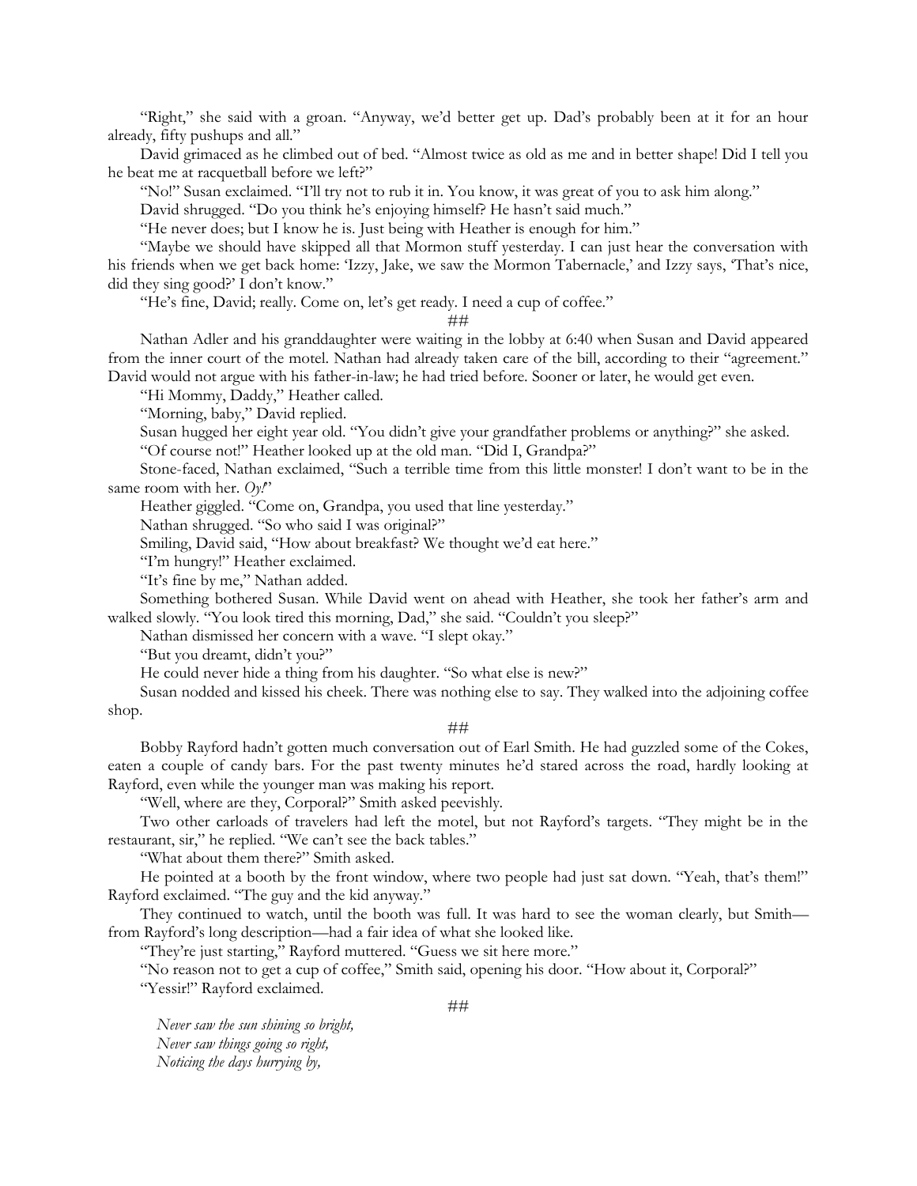"Right," she said with a groan. "Anyway, we'd better get up. Dad's probably been at it for an hour already, fifty pushups and all."

David grimaced as he climbed out of bed. "Almost twice as old as me and in better shape! Did I tell you he beat me at racquetball before we left?"

"No!" Susan exclaimed. "I'll try not to rub it in. You know, it was great of you to ask him along."

David shrugged. "Do you think he's enjoying himself? He hasn't said much."

"He never does; but I know he is. Just being with Heather is enough for him."

"Maybe we should have skipped all that Mormon stuff yesterday. I can just hear the conversation with his friends when we get back home: 'Izzy, Jake, we saw the Mormon Tabernacle,' and Izzy says, 'That's nice, did they sing good?' I don't know."

"He's fine, David; really. Come on, let's get ready. I need a cup of coffee."

##

Nathan Adler and his granddaughter were waiting in the lobby at 6:40 when Susan and David appeared from the inner court of the motel. Nathan had already taken care of the bill, according to their "agreement." David would not argue with his father-in-law; he had tried before. Sooner or later, he would get even.

"Hi Mommy, Daddy," Heather called.

"Morning, baby," David replied.

Susan hugged her eight year old. "You didn't give your grandfather problems or anything?" she asked.

"Of course not!" Heather looked up at the old man. "Did I, Grandpa?"

Stone-faced, Nathan exclaimed, "Such a terrible time from this little monster! I don't want to be in the same room with her. *Oy!*"

Heather giggled. "Come on, Grandpa, you used that line yesterday."

Nathan shrugged. "So who said I was original?"

Smiling, David said, "How about breakfast? We thought we'd eat here."

"I'm hungry!" Heather exclaimed.

"It's fine by me," Nathan added.

Something bothered Susan. While David went on ahead with Heather, she took her father's arm and walked slowly. "You look tired this morning, Dad," she said. "Couldn't you sleep?"

Nathan dismissed her concern with a wave. "I slept okay."

"But you dreamt, didn't you?"

He could never hide a thing from his daughter. "So what else is new?"

Susan nodded and kissed his cheek. There was nothing else to say. They walked into the adjoining coffee shop.

##

Bobby Rayford hadn't gotten much conversation out of Earl Smith. He had guzzled some of the Cokes, eaten a couple of candy bars. For the past twenty minutes he'd stared across the road, hardly looking at Rayford, even while the younger man was making his report.

"Well, where are they, Corporal?" Smith asked peevishly.

Two other carloads of travelers had left the motel, but not Rayford's targets. "They might be in the restaurant, sir," he replied. "We can't see the back tables."

"What about them there?" Smith asked.

He pointed at a booth by the front window, where two people had just sat down. "Yeah, that's them!" Rayford exclaimed. "The guy and the kid anyway."

They continued to watch, until the booth was full. It was hard to see the woman clearly, but Smith—from Rayford's long description—had a fair idea of what she looked like.

"They're just starting," Rayford muttered. "Guess we sit here more."

"No reason not to get a cup of coffee," Smith said, opening his door. "How about it, Corporal?"

"Yessir!" Rayford exclaimed.

##

*Never saw the sun shining so bright,*
*Never saw things going so right,*
*Noticing the days hurrying by,*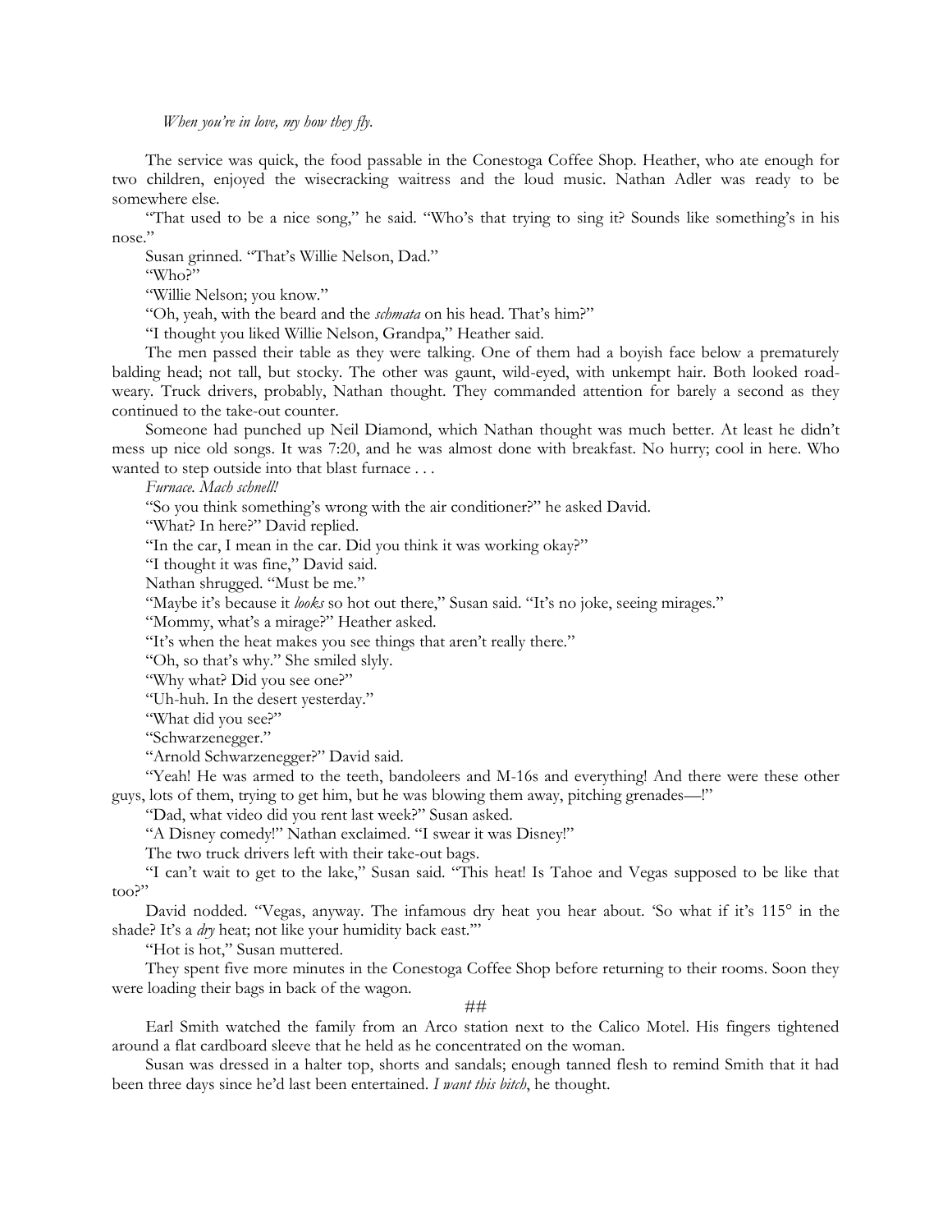*When you're in love, my how they fly.*

The service was quick, the food passable in the Conestoga Coffee Shop. Heather, who ate enough for two children, enjoyed the wisecracking waitress and the loud music. Nathan Adler was ready to be somewhere else.

"That used to be a nice song," he said. "Who's that trying to sing it? Sounds like something's in his nose."

Susan grinned. "That's Willie Nelson, Dad."

"Who?"

"Willie Nelson; you know."

"Oh, yeah, with the beard and the *schmata* on his head. That's him?"

"I thought you liked Willie Nelson, Grandpa," Heather said.

The men passed their table as they were talking. One of them had a boyish face below a prematurely balding head; not tall, but stocky. The other was gaunt, wild-eyed, with unkempt hair. Both looked road-weary. Truck drivers, probably, Nathan thought. They commanded attention for barely a second as they continued to the take-out counter.

Someone had punched up Neil Diamond, which Nathan thought was much better. At least he didn't mess up nice old songs. It was 7:20, and he was almost done with breakfast. No hurry; cool in here. Who wanted to step outside into that blast furnace . . .

*Furnace. Mach schnell!*

"So you think something's wrong with the air conditioner?" he asked David.

"What? In here?" David replied.

"In the car, I mean in the car. Did you think it was working okay?"

"I thought it was fine," David said.

Nathan shrugged. "Must be me."

"Maybe it's because it *looks* so hot out there," Susan said. "It's no joke, seeing mirages."

"Mommy, what's a mirage?" Heather asked.

"It's when the heat makes you see things that aren't really there."

"Oh, so that's why." She smiled slyly.

"Why what? Did you see one?"

"Uh-huh. In the desert yesterday."

"What did you see?"

"Schwarzenegger."

"Arnold Schwarzenegger?" David said.

"Yeah! He was armed to the teeth, bandoleers and M-16s and everything! And there were these other guys, lots of them, trying to get him, but he was blowing them away, pitching grenades—!"

"Dad, what video did you rent last week?" Susan asked.

"A Disney comedy!" Nathan exclaimed. "I swear it was Disney!"

The two truck drivers left with their take-out bags.

"I can't wait to get to the lake," Susan said. "This heat! Is Tahoe and Vegas supposed to be like that too?"

David nodded. "Vegas, anyway. The infamous dry heat you hear about. 'So what if it's 115° in the shade? It's a *dry* heat; not like your humidity back east.'"

"Hot is hot," Susan muttered.

They spent five more minutes in the Conestoga Coffee Shop before returning to their rooms. Soon they were loading their bags in back of the wagon.

##

Earl Smith watched the family from an Arco station next to the Calico Motel. His fingers tightened around a flat cardboard sleeve that he held as he concentrated on the woman.

Susan was dressed in a halter top, shorts and sandals; enough tanned flesh to remind Smith that it had been three days since he'd last been entertained. *I want this bitch*, he thought.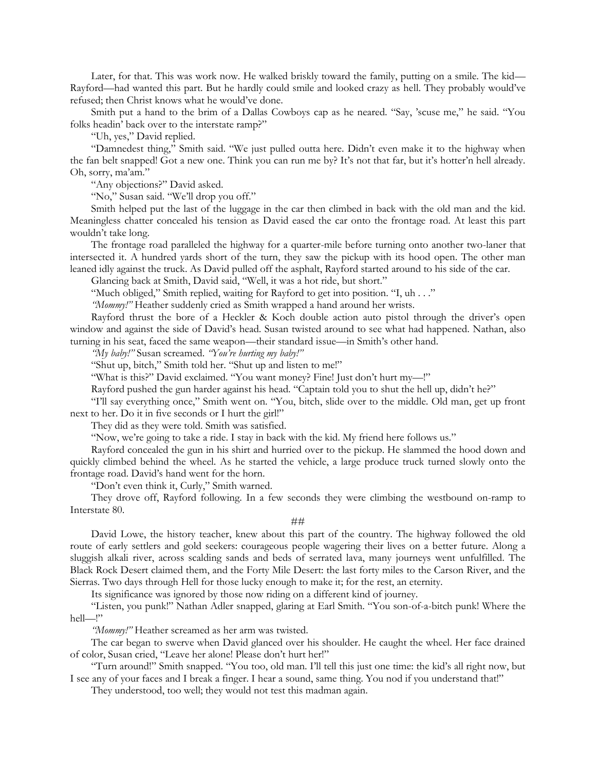Later, for that. This was work now. He walked briskly toward the family, putting on a smile. The kid—Rayford—had wanted this part. But he hardly could smile and looked crazy as hell. They probably would've refused; then Christ knows what he would've done.

Smith put a hand to the brim of a Dallas Cowboys cap as he neared. "Say, 'scuse me," he said. "You folks headin' back over to the interstate ramp?"

"Uh, yes," David replied.

"Damnedest thing," Smith said. "We just pulled outta here. Didn't even make it to the highway when the fan belt snapped! Got a new one. Think you can run me by? It's not that far, but it's hotter'n hell already. Oh, sorry, ma'am."

"Any objections?" David asked.

"No," Susan said. "We'll drop you off."

Smith helped put the last of the luggage in the car then climbed in back with the old man and the kid. Meaningless chatter concealed his tension as David eased the car onto the frontage road. At least this part wouldn't take long.

The frontage road paralleled the highway for a quarter-mile before turning onto another two-laner that intersected it. A hundred yards short of the turn, they saw the pickup with its hood open. The other man leaned idly against the truck. As David pulled off the asphalt, Rayford started around to his side of the car.

Glancing back at Smith, David said, "Well, it was a hot ride, but short."

"Much obliged," Smith replied, waiting for Rayford to get into position. "I, uh . . ."

*"Mommy!"* Heather suddenly cried as Smith wrapped a hand around her wrists.

Rayford thrust the bore of a Heckler & Koch double action auto pistol through the driver's open window and against the side of David's head. Susan twisted around to see what had happened. Nathan, also turning in his seat, faced the same weapon—their standard issue—in Smith's other hand.

*"My baby!"* Susan screamed. *"You're hurting my baby!"*

"Shut up, bitch," Smith told her. "Shut up and listen to me!"

"What is this?" David exclaimed. "You want money? Fine! Just don't hurt my—!"

Rayford pushed the gun harder against his head. "Captain told you to shut the hell up, didn't he?"

"I'll say everything once," Smith went on. "You, bitch, slide over to the middle. Old man, get up front next to her. Do it in five seconds or I hurt the girl!"

They did as they were told. Smith was satisfied.

"Now, we're going to take a ride. I stay in back with the kid. My friend here follows us."

Rayford concealed the gun in his shirt and hurried over to the pickup. He slammed the hood down and quickly climbed behind the wheel. As he started the vehicle, a large produce truck turned slowly onto the frontage road. David's hand went for the horn.

"Don't even think it, Curly," Smith warned.

They drove off, Rayford following. In a few seconds they were climbing the westbound on-ramp to Interstate 80.

##

David Lowe, the history teacher, knew about this part of the country. The highway followed the old route of early settlers and gold seekers: courageous people wagering their lives on a better future. Along a sluggish alkali river, across scalding sands and beds of serrated lava, many journeys went unfulfilled. The Black Rock Desert claimed them, and the Forty Mile Desert: the last forty miles to the Carson River, and the Sierras. Two days through Hell for those lucky enough to make it; for the rest, an eternity.

Its significance was ignored by those now riding on a different kind of journey.

"Listen, you punk!" Nathan Adler snapped, glaring at Earl Smith. "You son-of-a-bitch punk! Where the hell—!"

*"Mommy!"* Heather screamed as her arm was twisted.

The car began to swerve when David glanced over his shoulder. He caught the wheel. Her face drained of color, Susan cried, "Leave her alone! Please don't hurt her!"

"Turn around!" Smith snapped. "You too, old man. I'll tell this just one time: the kid's all right now, but I see any of your faces and I break a finger. I hear a sound, same thing. You nod if you understand that!"

They understood, too well; they would not test this madman again.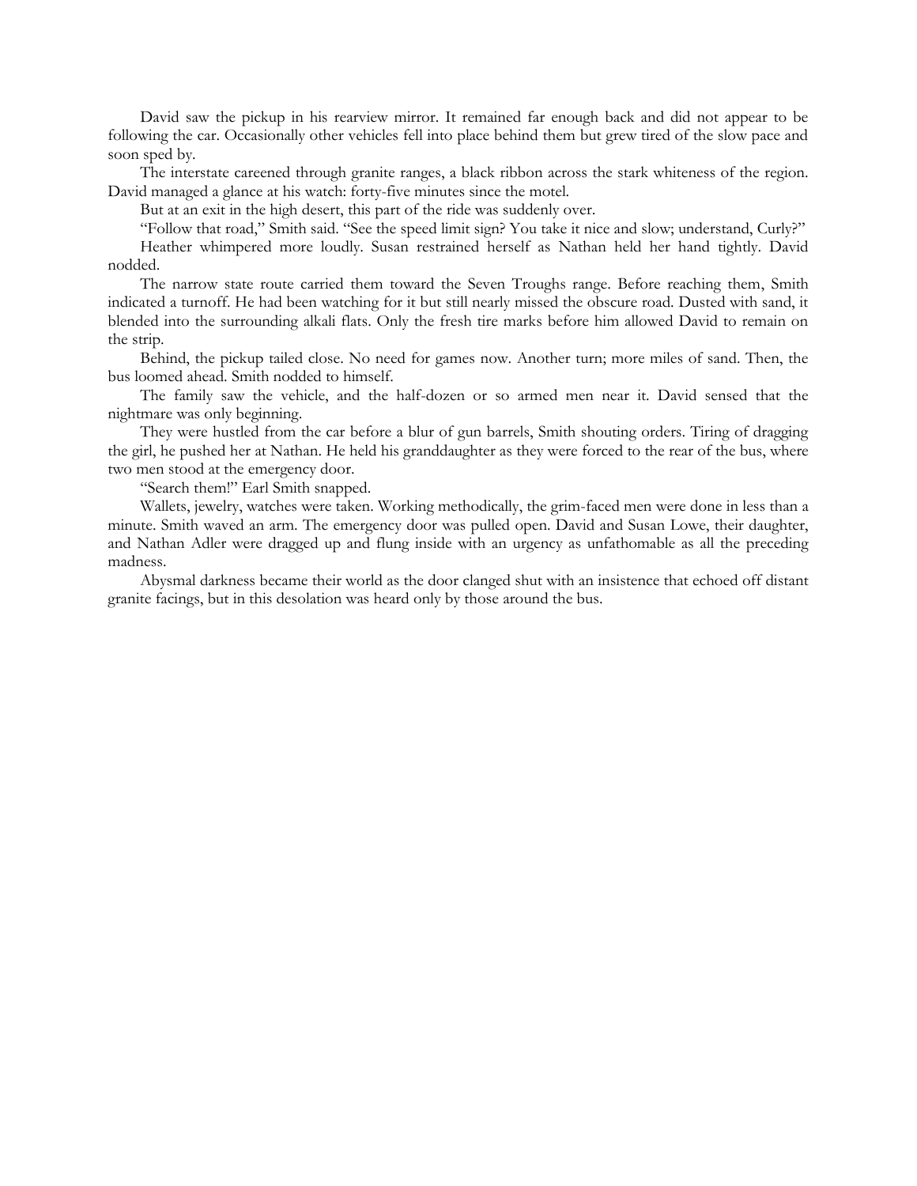David saw the pickup in his rearview mirror. It remained far enough back and did not appear to be following the car. Occasionally other vehicles fell into place behind them but grew tired of the slow pace and soon sped by.

The interstate careened through granite ranges, a black ribbon across the stark whiteness of the region. David managed a glance at his watch: forty-five minutes since the motel.

But at an exit in the high desert, this part of the ride was suddenly over.

"Follow that road," Smith said. "See the speed limit sign? You take it nice and slow; understand, Curly?"

Heather whimpered more loudly. Susan restrained herself as Nathan held her hand tightly. David nodded.

The narrow state route carried them toward the Seven Troughs range. Before reaching them, Smith indicated a turnoff. He had been watching for it but still nearly missed the obscure road. Dusted with sand, it blended into the surrounding alkali flats. Only the fresh tire marks before him allowed David to remain on the strip.

Behind, the pickup tailed close. No need for games now. Another turn; more miles of sand. Then, the bus loomed ahead. Smith nodded to himself.

The family saw the vehicle, and the half-dozen or so armed men near it. David sensed that the nightmare was only beginning.

They were hustled from the car before a blur of gun barrels, Smith shouting orders. Tiring of dragging the girl, he pushed her at Nathan. He held his granddaughter as they were forced to the rear of the bus, where two men stood at the emergency door.

"Search them!" Earl Smith snapped.

Wallets, jewelry, watches were taken. Working methodically, the grim-faced men were done in less than a minute. Smith waved an arm. The emergency door was pulled open. David and Susan Lowe, their daughter, and Nathan Adler were dragged up and flung inside with an urgency as unfathomable as all the preceding madness.

Abysmal darkness became their world as the door clanged shut with an insistence that echoed off distant granite facings, but in this desolation was heard only by those around the bus.